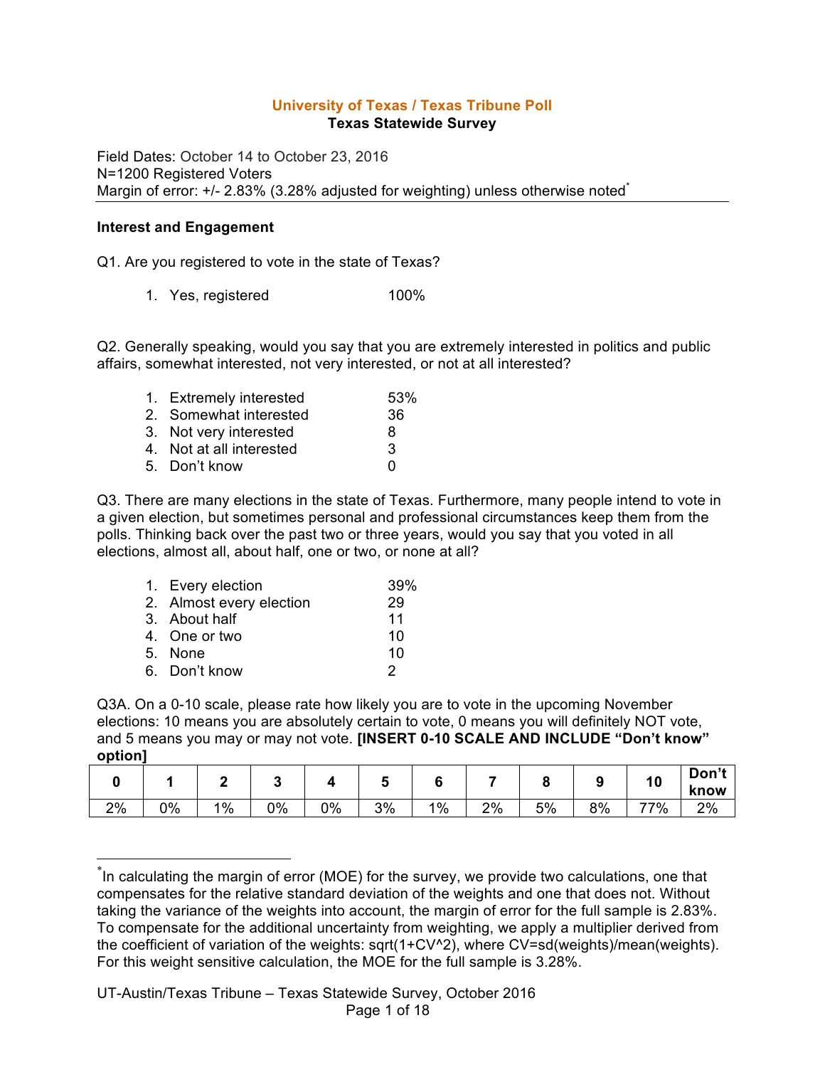# University of Texas / Texas Tribune Poll

**Texas Statewide Survey**

Field Dates: October 14 to October 23, 2016
N=1200 Registered Voters
Margin of error: +/- 2.83% (3.28% adjusted for weighting) unless otherwise noted*

## Interest and Engagement

Q1. Are you registered to vote in the state of Texas?

1. Yes, registered 100%

Q2. Generally speaking, would you say that you are extremely interested in politics and public affairs, somewhat interested, not very interested, or not at all interested?

1. Extremely interested 53%
2. Somewhat interested 36
3. Not very interested 8
4. Not at all interested 3
5. Don't know 0

Q3. There are many elections in the state of Texas. Furthermore, many people intend to vote in a given election, but sometimes personal and professional circumstances keep them from the polls. Thinking back over the past two or three years, would you say that you voted in all elections, almost all, about half, one or two, or none at all?

1. Every election 39%
2. Almost every election 29
3. About half 11
4. One or two 10
5. None 10
6. Don't know 2

Q3A. On a 0-10 scale, please rate how likely you are to vote in the upcoming November elections: 10 means you are absolutely certain to vote, 0 means you will definitely NOT vote, and 5 means you may or may not vote. **[INSERT 0-10 SCALE AND INCLUDE "Don't know" option]**

| 0 | 1 | 2 | 3 | 4 | 5 | 6 | 7 | 8 | 9 | 10 | Don't know |
|---|---|---|---|---|---|---|---|---|---|---|---|
| 2% | 0% | 1% | 0% | 0% | 3% | 1% | 2% | 5% | 8% | 77% | 2% |

*In calculating the margin of error (MOE) for the survey, we provide two calculations, one that compensates for the relative standard deviation of the weights and one that does not. Without taking the variance of the weights into account, the margin of error for the full sample is 2.83%. To compensate for the additional uncertainty from weighting, we apply a multiplier derived from the coefficient of variation of the weights: $\sqrt{1+CV^2}$, where $CV=sd(weights)/mean(weights)$. For this weight sensitive calculation, the MOE for the full sample is 3.28%.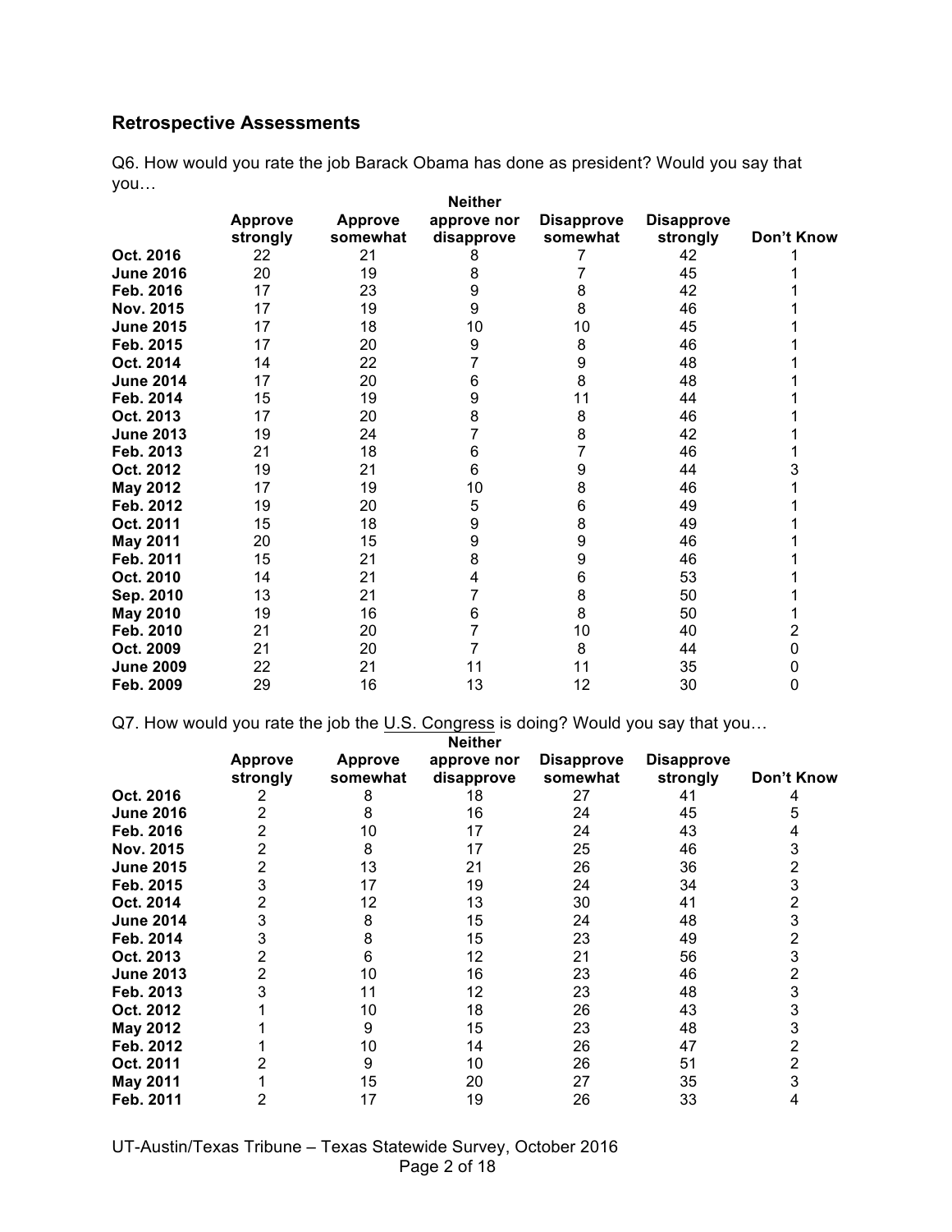## Retrospective Assessments

Q6. How would you rate the job Barack Obama has done as president? Would you say that you…

| | Approve strongly | Approve somewhat | Neither approve nor disapprove | Disapprove somewhat | Disapprove strongly | Don't Know |
|---|---|---|---|---|---|---|
| **Oct. 2016** | 22 | 21 | 8 | 7 | 42 | 1 |
| **June 2016** | 20 | 19 | 8 | 7 | 45 | 1 |
| **Feb. 2016** | 17 | 23 | 9 | 8 | 42 | 1 |
| **Nov. 2015** | 17 | 19 | 9 | 8 | 46 | 1 |
| **June 2015** | 17 | 18 | 10 | 10 | 45 | 1 |
| **Feb. 2015** | 17 | 20 | 9 | 8 | 46 | 1 |
| **Oct. 2014** | 14 | 22 | 7 | 9 | 48 | 1 |
| **June 2014** | 17 | 20 | 6 | 8 | 48 | 1 |
| **Feb. 2014** | 15 | 19 | 9 | 11 | 44 | 1 |
| **Oct. 2013** | 17 | 20 | 8 | 8 | 46 | 1 |
| **June 2013** | 19 | 24 | 7 | 8 | 42 | 1 |
| **Feb. 2013** | 21 | 18 | 6 | 7 | 46 | 1 |
| **Oct. 2012** | 19 | 21 | 6 | 9 | 44 | 3 |
| **May 2012** | 17 | 19 | 10 | 8 | 46 | 1 |
| **Feb. 2012** | 19 | 20 | 5 | 6 | 49 | 1 |
| **Oct. 2011** | 15 | 18 | 9 | 8 | 49 | 1 |
| **May 2011** | 20 | 15 | 9 | 9 | 46 | 1 |
| **Feb. 2011** | 15 | 21 | 8 | 9 | 46 | 1 |
| **Oct. 2010** | 14 | 21 | 4 | 6 | 53 | 1 |
| **Sep. 2010** | 13 | 21 | 7 | 8 | 50 | 1 |
| **May 2010** | 19 | 16 | 6 | 8 | 50 | 1 |
| **Feb. 2010** | 21 | 20 | 7 | 10 | 40 | 2 |
| **Oct. 2009** | 21 | 20 | 7 | 8 | 44 | 0 |
| **June 2009** | 22 | 21 | 11 | 11 | 35 | 0 |
| **Feb. 2009** | 29 | 16 | 13 | 12 | 30 | 0 |

Q7. How would you rate the job the U.S. Congress is doing? Would you say that you…

| | Approve strongly | Approve somewhat | Neither approve nor disapprove | Disapprove somewhat | Disapprove strongly | Don't Know |
|---|---|---|---|---|---|---|
| **Oct. 2016** | 2 | 8 | 18 | 27 | 41 | 4 |
| **June 2016** | 2 | 8 | 16 | 24 | 45 | 5 |
| **Feb. 2016** | 2 | 10 | 17 | 24 | 43 | 4 |
| **Nov. 2015** | 2 | 8 | 17 | 25 | 46 | 3 |
| **June 2015** | 2 | 13 | 21 | 26 | 36 | 2 |
| **Feb. 2015** | 3 | 17 | 19 | 24 | 34 | 3 |
| **Oct. 2014** | 2 | 12 | 13 | 30 | 41 | 2 |
| **June 2014** | 3 | 8 | 15 | 24 | 48 | 3 |
| **Feb. 2014** | 3 | 8 | 15 | 23 | 49 | 2 |
| **Oct. 2013** | 2 | 6 | 12 | 21 | 56 | 3 |
| **June 2013** | 2 | 10 | 16 | 23 | 46 | 2 |
| **Feb. 2013** | 3 | 11 | 12 | 23 | 48 | 3 |
| **Oct. 2012** | 1 | 10 | 18 | 26 | 43 | 3 |
| **May 2012** | 1 | 9 | 15 | 23 | 48 | 3 |
| **Feb. 2012** | 1 | 10 | 14 | 26 | 47 | 2 |
| **Oct. 2011** | 2 | 9 | 10 | 26 | 51 | 2 |
| **May 2011** | 1 | 15 | 20 | 27 | 35 | 3 |
| **Feb. 2011** | 2 | 17 | 19 | 26 | 33 | 4 |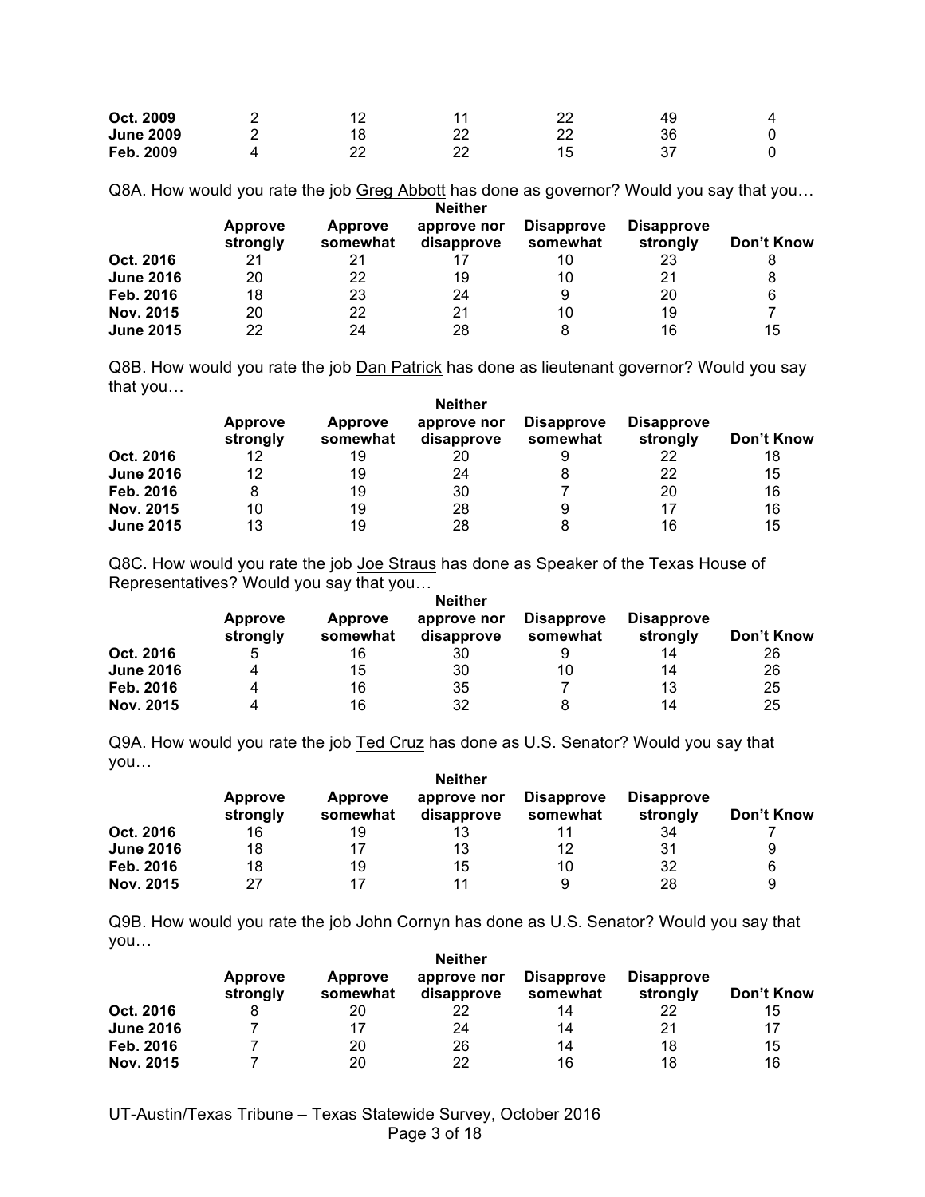| | | | | | | |
|---|---|---|---|---|---|---|
| **Oct. 2009** | 2 | 12 | 11 | 22 | 49 | 4 |
| **June 2009** | 2 | 18 | 22 | 22 | 36 | 0 |
| **Feb. 2009** | 4 | 22 | 22 | 15 | 37 | 0 |

Q8A. How would you rate the job <u>Greg Abbott</u> has done as governor? Would you say that you…

| | Approve strongly | Approve somewhat | Neither approve nor disapprove | Disapprove somewhat | Disapprove strongly | Don't Know |
|---|---|---|---|---|---|---|
| **Oct. 2016** | 21 | 21 | 17 | 10 | 23 | 8 |
| **June 2016** | 20 | 22 | 19 | 10 | 21 | 8 |
| **Feb. 2016** | 18 | 23 | 24 | 9 | 20 | 6 |
| **Nov. 2015** | 20 | 22 | 21 | 10 | 19 | 7 |
| **June 2015** | 22 | 24 | 28 | 8 | 16 | 15 |

Q8B. How would you rate the job <u>Dan Patrick</u> has done as lieutenant governor? Would you say that you…

| | Approve strongly | Approve somewhat | Neither approve nor disapprove | Disapprove somewhat | Disapprove strongly | Don't Know |
|---|---|---|---|---|---|---|
| **Oct. 2016** | 12 | 19 | 20 | 9 | 22 | 18 |
| **June 2016** | 12 | 19 | 24 | 8 | 22 | 15 |
| **Feb. 2016** | 8 | 19 | 30 | 7 | 20 | 16 |
| **Nov. 2015** | 10 | 19 | 28 | 9 | 17 | 16 |
| **June 2015** | 13 | 19 | 28 | 8 | 16 | 15 |

Q8C. How would you rate the job <u>Joe Straus</u> has done as Speaker of the Texas House of Representatives? Would you say that you…

| | Approve strongly | Approve somewhat | Neither approve nor disapprove | Disapprove somewhat | Disapprove strongly | Don't Know |
|---|---|---|---|---|---|---|
| **Oct. 2016** | 5 | 16 | 30 | 9 | 14 | 26 |
| **June 2016** | 4 | 15 | 30 | 10 | 14 | 26 |
| **Feb. 2016** | 4 | 16 | 35 | 7 | 13 | 25 |
| **Nov. 2015** | 4 | 16 | 32 | 8 | 14 | 25 |

Q9A. How would you rate the job <u>Ted Cruz</u> has done as U.S. Senator? Would you say that you…

| | Approve strongly | Approve somewhat | Neither approve nor disapprove | Disapprove somewhat | Disapprove strongly | Don't Know |
|---|---|---|---|---|---|---|
| **Oct. 2016** | 16 | 19 | 13 | 11 | 34 | 7 |
| **June 2016** | 18 | 17 | 13 | 12 | 31 | 9 |
| **Feb. 2016** | 18 | 19 | 15 | 10 | 32 | 6 |
| **Nov. 2015** | 27 | 17 | 11 | 9 | 28 | 9 |

Q9B. How would you rate the job <u>John Cornyn</u> has done as U.S. Senator? Would you say that you…

| | Approve strongly | Approve somewhat | Neither approve nor disapprove | Disapprove somewhat | Disapprove strongly | Don't Know |
|---|---|---|---|---|---|---|
| **Oct. 2016** | 8 | 20 | 22 | 14 | 22 | 15 |
| **June 2016** | 7 | 17 | 24 | 14 | 21 | 17 |
| **Feb. 2016** | 7 | 20 | 26 | 14 | 18 | 15 |
| **Nov. 2015** | 7 | 20 | 22 | 16 | 18 | 16 |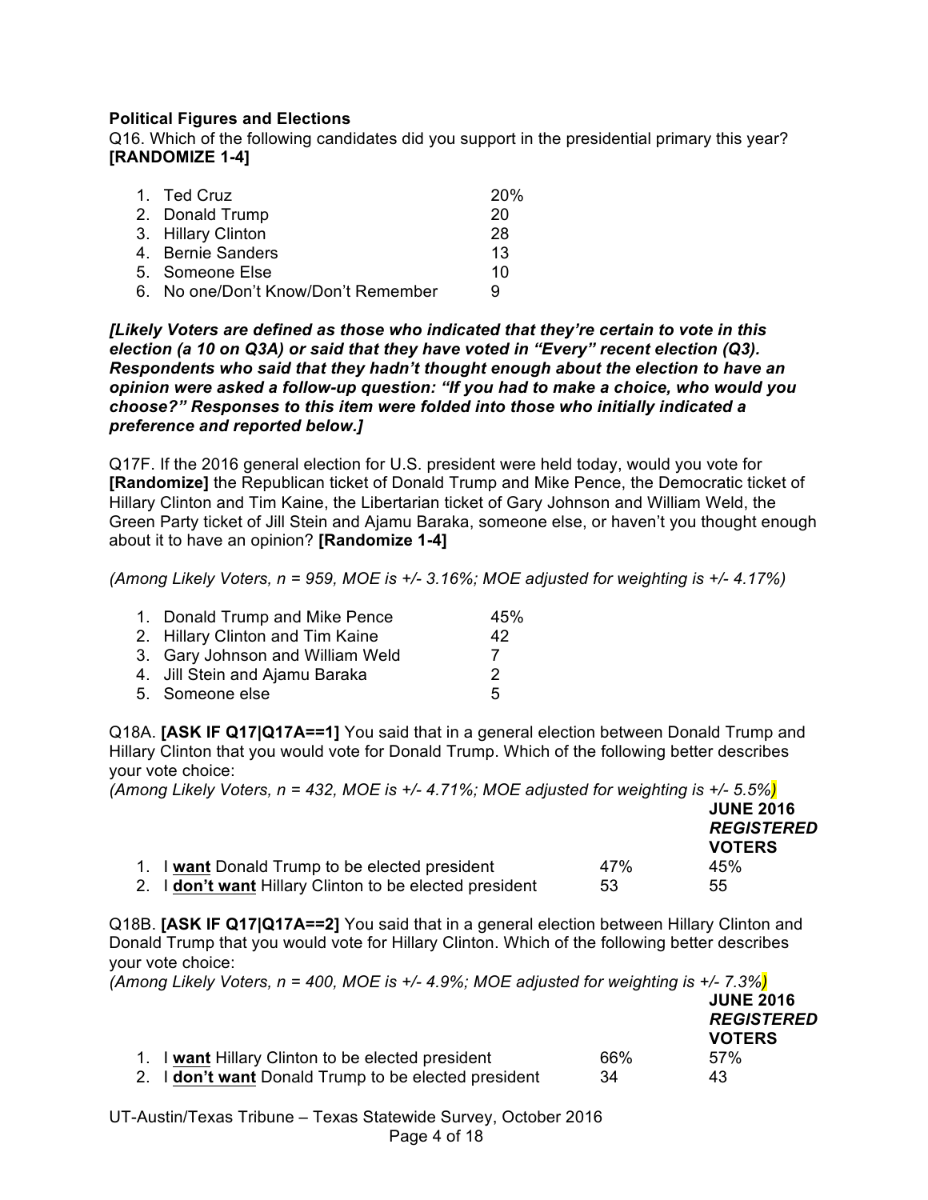**Political Figures and Elections**

Q16. Which of the following candidates did you support in the presidential primary this year? **[RANDOMIZE 1-4]**

| | |
|---|---|
| 1. Ted Cruz | 20% |
| 2. Donald Trump | 20 |
| 3. Hillary Clinton | 28 |
| 4. Bernie Sanders | 13 |
| 5. Someone Else | 10 |
| 6. No one/Don't Know/Don't Remember | 9 |

***[Likely Voters are defined as those who indicated that they're certain to vote in this election (a 10 on Q3A) or said that they have voted in "Every" recent election (Q3). Respondents who said that they hadn't thought enough about the election to have an opinion were asked a follow-up question: "If you had to make a choice, who would you choose?" Responses to this item were folded into those who initially indicated a preference and reported below.]***

Q17F. If the 2016 general election for U.S. president were held today, would you vote for **[Randomize]** the Republican ticket of Donald Trump and Mike Pence, the Democratic ticket of Hillary Clinton and Tim Kaine, the Libertarian ticket of Gary Johnson and William Weld, the Green Party ticket of Jill Stein and Ajamu Baraka, someone else, or haven't you thought enough about it to have an opinion? **[Randomize 1-4]**

*(Among Likely Voters, n = 959, MOE is +/- 3.16%; MOE adjusted for weighting is +/- 4.17%)*

| | |
|---|---|
| 1. Donald Trump and Mike Pence | 45% |
| 2. Hillary Clinton and Tim Kaine | 42 |
| 3. Gary Johnson and William Weld | 7 |
| 4. Jill Stein and Ajamu Baraka | 2 |
| 5. Someone else | 5 |

Q18A. **[ASK IF Q17|Q17A==1]** You said that in a general election between Donald Trump and Hillary Clinton that you would vote for Donald Trump. Which of the following better describes your vote choice:

*(Among Likely Voters, n = 432, MOE is +/- 4.71%; MOE adjusted for weighting is +/- 5.5%)*

| | | **JUNE 2016 *REGISTERED* VOTERS** |
|---|---|---|
| 1. I **want** Donald Trump to be elected president | 47% | 45% |
| 2. I **don't want** Hillary Clinton to be elected president | 53 | 55 |

Q18B. **[ASK IF Q17|Q17A==2]** You said that in a general election between Hillary Clinton and Donald Trump that you would vote for Hillary Clinton. Which of the following better describes your vote choice:

*(Among Likely Voters, n = 400, MOE is +/- 4.9%; MOE adjusted for weighting is +/- 7.3%)*

| | | **JUNE 2016 *REGISTERED* VOTERS** |
|---|---|---|
| 1. I **want** Hillary Clinton to be elected president | 66% | 57% |
| 2. I **don't want** Donald Trump to be elected president | 34 | 43 |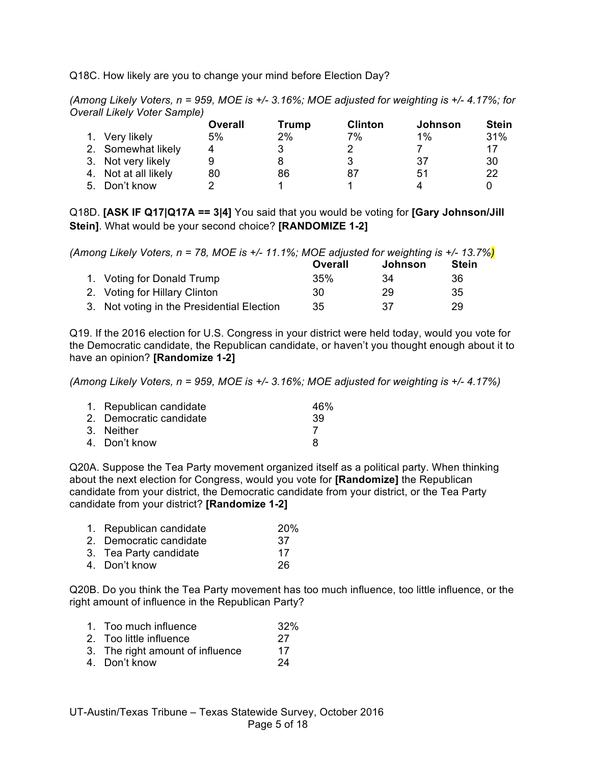Q18C. How likely are you to change your mind before Election Day?

*(Among Likely Voters, n = 959, MOE is +/- 3.16%; MOE adjusted for weighting is +/- 4.17%; for Overall Likely Voter Sample)*

| | Overall | Trump | Clinton | Johnson | Stein |
|---|---|---|---|---|---|
| 1. Very likely | 5% | 2% | 7% | 1% | 31% |
| 2. Somewhat likely | 4 | 3 | 2 | 7 | 17 |
| 3. Not very likely | 9 | 8 | 3 | 37 | 30 |
| 4. Not at all likely | 80 | 86 | 87 | 51 | 22 |
| 5. Don't know | 2 | 1 | 1 | 4 | 0 |

Q18D. **[ASK IF Q17|Q17A == 3|4]** You said that you would be voting for **[Gary Johnson/Jill Stein]**. What would be your second choice? **[RANDOMIZE 1-2]**

*(Among Likely Voters, n = 78, MOE is +/- 11.1%; MOE adjusted for weighting is +/- 13.7%)*

| | Overall | Johnson | Stein |
|---|---|---|---|
| 1. Voting for Donald Trump | 35% | 34 | 36 |
| 2. Voting for Hillary Clinton | 30 | 29 | 35 |
| 3. Not voting in the Presidential Election | 35 | 37 | 29 |

Q19. If the 2016 election for U.S. Congress in your district were held today, would you vote for the Democratic candidate, the Republican candidate, or haven't you thought enough about it to have an opinion? **[Randomize 1-2]**

*(Among Likely Voters, n = 959, MOE is +/- 3.16%; MOE adjusted for weighting is +/- 4.17%)*

| | |
|---|---|
| 1. Republican candidate | 46% |
| 2. Democratic candidate | 39 |
| 3. Neither | 7 |
| 4. Don't know | 8 |

Q20A. Suppose the Tea Party movement organized itself as a political party. When thinking about the next election for Congress, would you vote for **[Randomize]** the Republican candidate from your district, the Democratic candidate from your district, or the Tea Party candidate from your district? **[Randomize 1-2]**

| | |
|---|---|
| 1. Republican candidate | 20% |
| 2. Democratic candidate | 37 |
| 3. Tea Party candidate | 17 |
| 4. Don't know | 26 |

Q20B. Do you think the Tea Party movement has too much influence, too little influence, or the right amount of influence in the Republican Party?

| | |
|---|---|
| 1. Too much influence | 32% |
| 2. Too little influence | 27 |
| 3. The right amount of influence | 17 |
| 4. Don't know | 24 |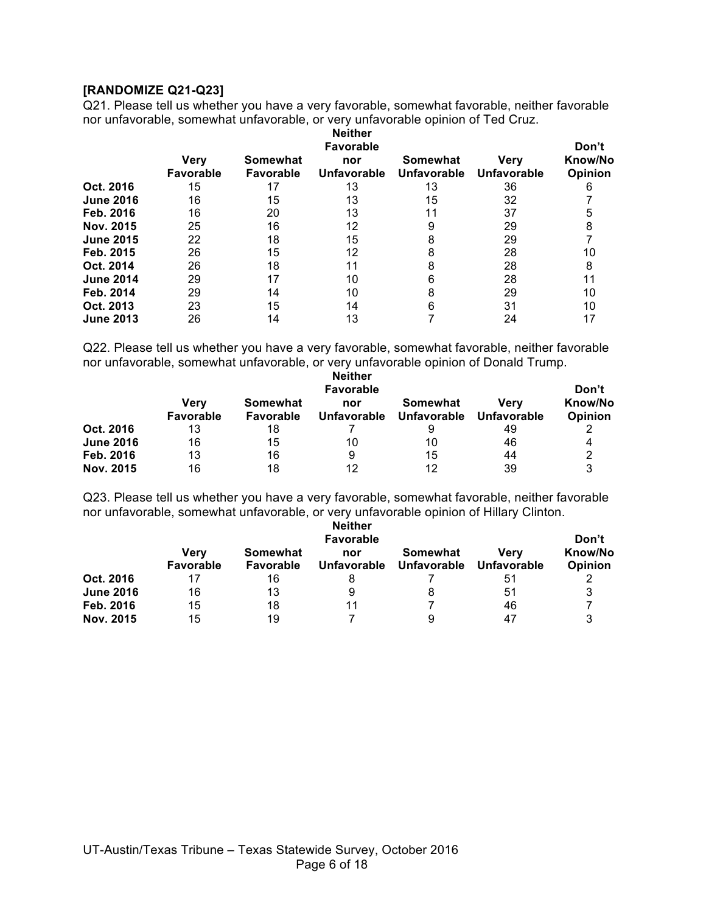**[RANDOMIZE Q21-Q23]**

Q21. Please tell us whether you have a very favorable, somewhat favorable, neither favorable nor unfavorable, somewhat unfavorable, or very unfavorable opinion of Ted Cruz.

| | Very Favorable | Somewhat Favorable | Neither Favorable nor Unfavorable | Somewhat Unfavorable | Very Unfavorable | Don't Know/No Opinion |
|---|---|---|---|---|---|---|
| **Oct. 2016** | 15 | 17 | 13 | 13 | 36 | 6 |
| **June 2016** | 16 | 15 | 13 | 15 | 32 | 7 |
| **Feb. 2016** | 16 | 20 | 13 | 11 | 37 | 5 |
| **Nov. 2015** | 25 | 16 | 12 | 9 | 29 | 8 |
| **June 2015** | 22 | 18 | 15 | 8 | 29 | 7 |
| **Feb. 2015** | 26 | 15 | 12 | 8 | 28 | 10 |
| **Oct. 2014** | 26 | 18 | 11 | 8 | 28 | 8 |
| **June 2014** | 29 | 17 | 10 | 6 | 28 | 11 |
| **Feb. 2014** | 29 | 14 | 10 | 8 | 29 | 10 |
| **Oct. 2013** | 23 | 15 | 14 | 6 | 31 | 10 |
| **June 2013** | 26 | 14 | 13 | 7 | 24 | 17 |

Q22. Please tell us whether you have a very favorable, somewhat favorable, neither favorable nor unfavorable, somewhat unfavorable, or very unfavorable opinion of Donald Trump.

| | Very Favorable | Somewhat Favorable | Neither Favorable nor Unfavorable | Somewhat Unfavorable | Very Unfavorable | Don't Know/No Opinion |
|---|---|---|---|---|---|---|
| **Oct. 2016** | 13 | 18 | 7 | 9 | 49 | 2 |
| **June 2016** | 16 | 15 | 10 | 10 | 46 | 4 |
| **Feb. 2016** | 13 | 16 | 9 | 15 | 44 | 2 |
| **Nov. 2015** | 16 | 18 | 12 | 12 | 39 | 3 |

Q23. Please tell us whether you have a very favorable, somewhat favorable, neither favorable nor unfavorable, somewhat unfavorable, or very unfavorable opinion of Hillary Clinton.

| | Very Favorable | Somewhat Favorable | Neither Favorable nor Unfavorable | Somewhat Unfavorable | Very Unfavorable | Don't Know/No Opinion |
|---|---|---|---|---|---|---|
| **Oct. 2016** | 17 | 16 | 8 | 7 | 51 | 2 |
| **June 2016** | 16 | 13 | 9 | 8 | 51 | 3 |
| **Feb. 2016** | 15 | 18 | 11 | 7 | 46 | 7 |
| **Nov. 2015** | 15 | 19 | 7 | 9 | 47 | 3 |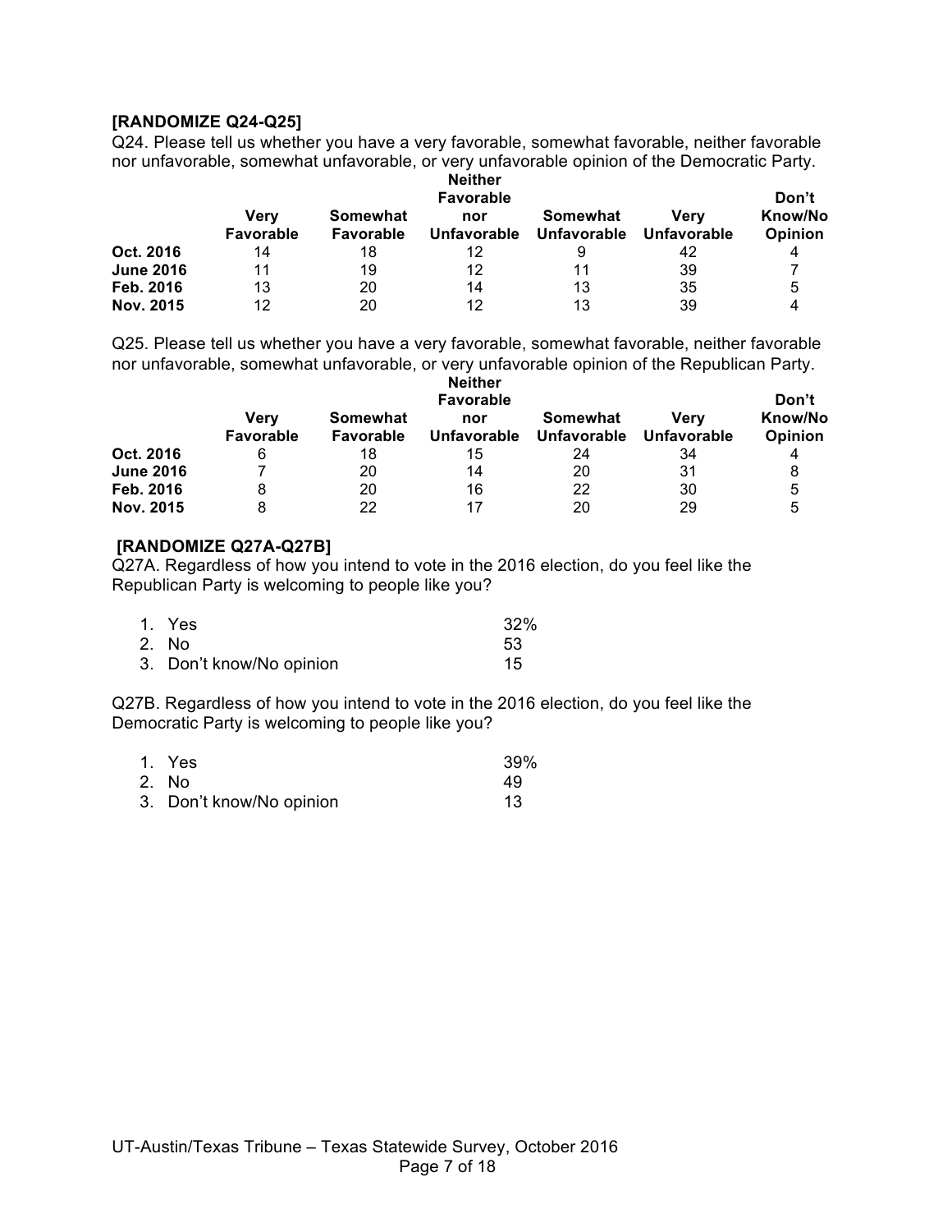**[RANDOMIZE Q24-Q25]**

Q24. Please tell us whether you have a very favorable, somewhat favorable, neither favorable nor unfavorable, somewhat unfavorable, or very unfavorable opinion of the Democratic Party.

| | Very Favorable | Somewhat Favorable | Neither Favorable nor Unfavorable | Somewhat Unfavorable | Very Unfavorable | Don't Know/No Opinion |
|---|---|---|---|---|---|---|
| **Oct. 2016** | 14 | 18 | 12 | 9 | 42 | 4 |
| **June 2016** | 11 | 19 | 12 | 11 | 39 | 7 |
| **Feb. 2016** | 13 | 20 | 14 | 13 | 35 | 5 |
| **Nov. 2015** | 12 | 20 | 12 | 13 | 39 | 4 |

Q25. Please tell us whether you have a very favorable, somewhat favorable, neither favorable nor unfavorable, somewhat unfavorable, or very unfavorable opinion of the Republican Party.

| | Very Favorable | Somewhat Favorable | Neither Favorable nor Unfavorable | Somewhat Unfavorable | Very Unfavorable | Don't Know/No Opinion |
|---|---|---|---|---|---|---|
| **Oct. 2016** | 6 | 18 | 15 | 24 | 34 | 4 |
| **June 2016** | 7 | 20 | 14 | 20 | 31 | 8 |
| **Feb. 2016** | 8 | 20 | 16 | 22 | 30 | 5 |
| **Nov. 2015** | 8 | 22 | 17 | 20 | 29 | 5 |

**[RANDOMIZE Q27A-Q27B]**

Q27A. Regardless of how you intend to vote in the 2016 election, do you feel like the Republican Party is welcoming to people like you?

| | |
|---|---|
| 1. Yes | 32% |
| 2. No | 53 |
| 3. Don't know/No opinion | 15 |

Q27B. Regardless of how you intend to vote in the 2016 election, do you feel like the Democratic Party is welcoming to people like you?

| | |
|---|---|
| 1. Yes | 39% |
| 2. No | 49 |
| 3. Don't know/No opinion | 13 |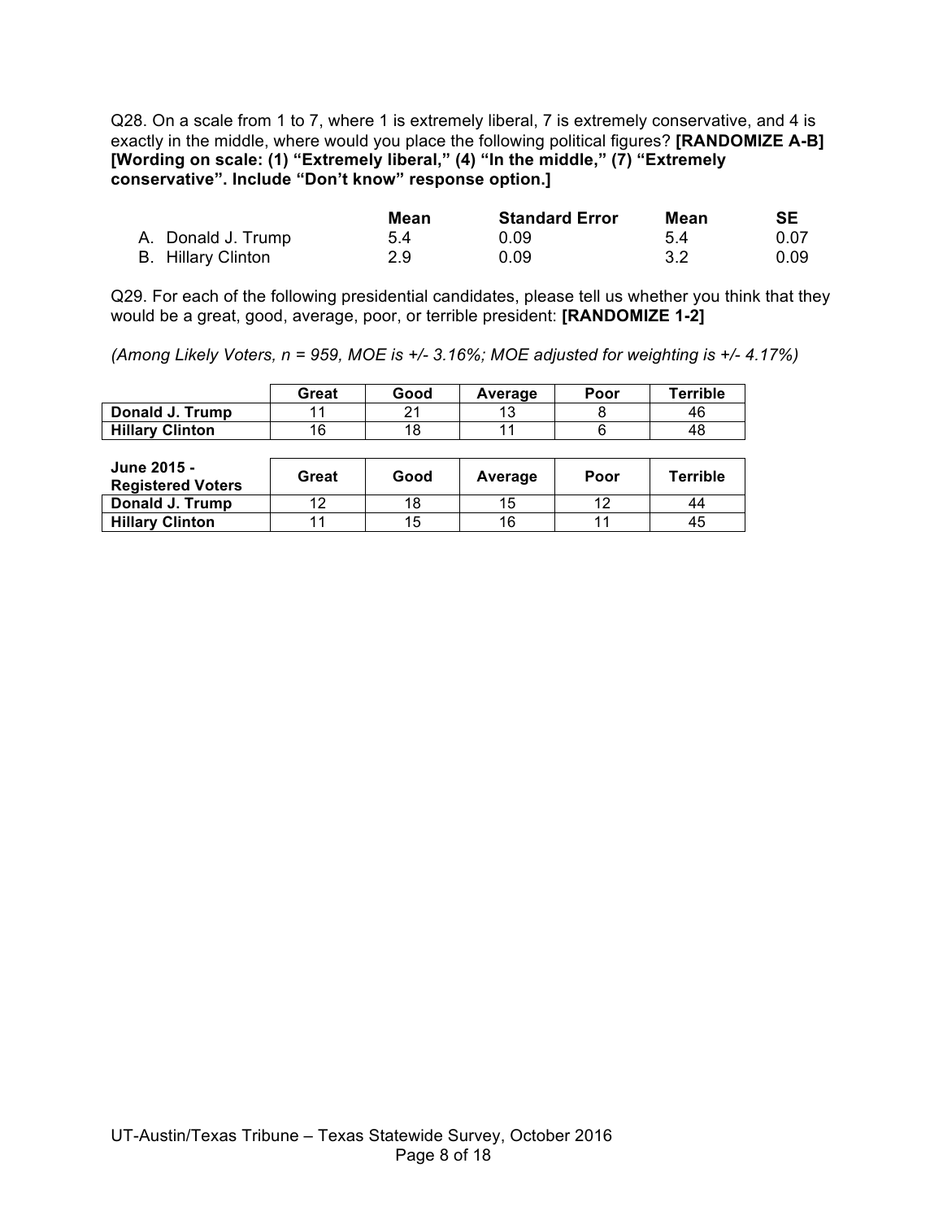Q28. On a scale from 1 to 7, where 1 is extremely liberal, 7 is extremely conservative, and 4 is exactly in the middle, where would you place the following political figures? **[RANDOMIZE A-B] [Wording on scale: (1) "Extremely liberal," (4) "In the middle," (7) "Extremely conservative". Include "Don't know" response option.]**

| | Mean | Standard Error | Mean | SE |
|---|---|---|---|---|
| A. Donald J. Trump | 5.4 | 0.09 | 5.4 | 0.07 |
| B. Hillary Clinton | 2.9 | 0.09 | 3.2 | 0.09 |

Q29. For each of the following presidential candidates, please tell us whether you think that they would be a great, good, average, poor, or terrible president: **[RANDOMIZE 1-2]**

*(Among Likely Voters, n = 959, MOE is +/- 3.16%; MOE adjusted for weighting is +/- 4.17%)*

| | Great | Good | Average | Poor | Terrible |
|---|---|---|---|---|---|
| **Donald J. Trump** | 11 | 21 | 13 | 8 | 46 |
| **Hillary Clinton** | 16 | 18 | 11 | 6 | 48 |

| June 2015 - Registered Voters | Great | Good | Average | Poor | Terrible |
|---|---|---|---|---|---|
| **Donald J. Trump** | 12 | 18 | 15 | 12 | 44 |
| **Hillary Clinton** | 11 | 15 | 16 | 11 | 45 |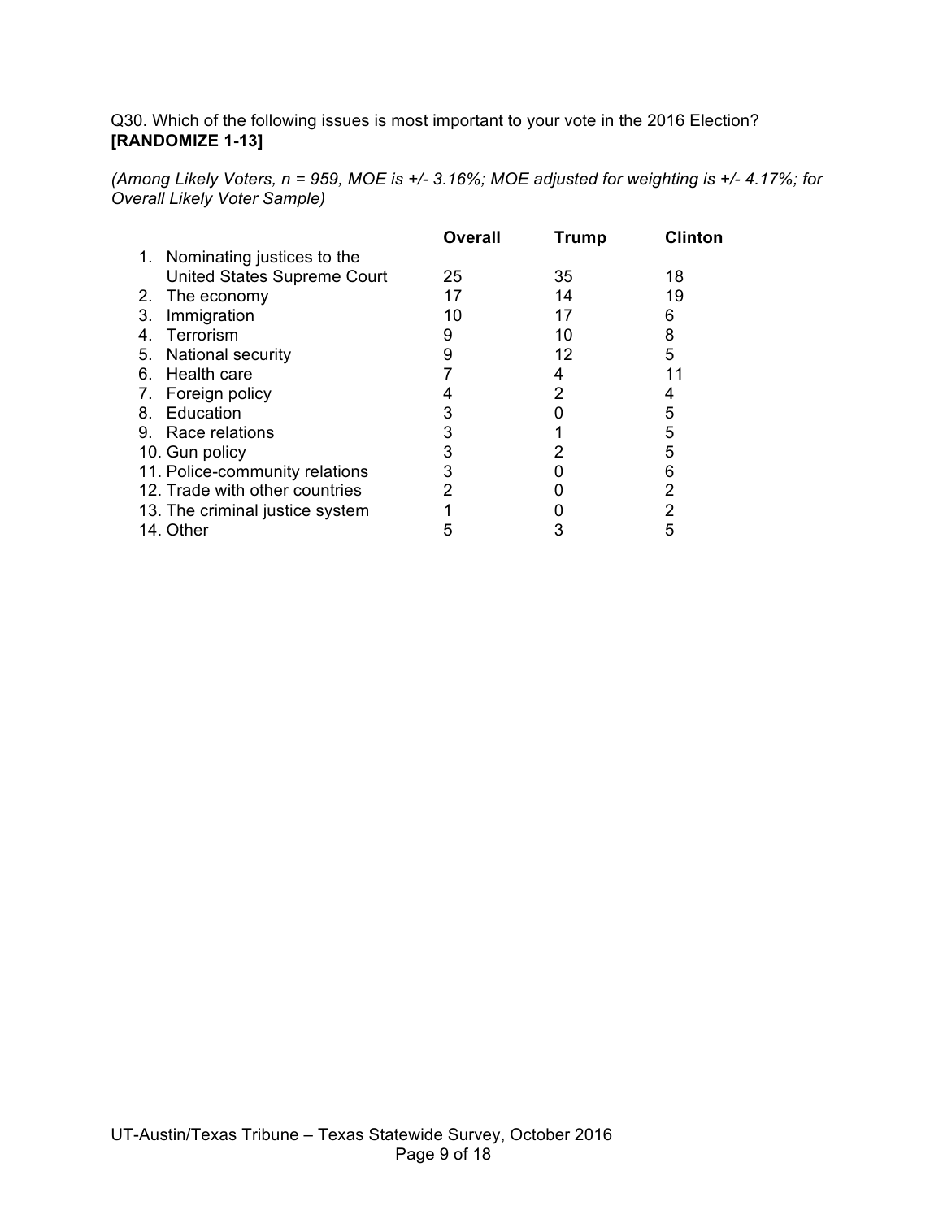Q30. Which of the following issues is most important to your vote in the 2016 Election? **[RANDOMIZE 1-13]**

*(Among Likely Voters, n = 959, MOE is +/- 3.16%; MOE adjusted for weighting is +/- 4.17%; for Overall Likely Voter Sample)*

| | Overall | Trump | Clinton |
|---|---|---|---|
| 1. Nominating justices to the United States Supreme Court | 25 | 35 | 18 |
| 2. The economy | 17 | 14 | 19 |
| 3. Immigration | 10 | 17 | 6 |
| 4. Terrorism | 9 | 10 | 8 |
| 5. National security | 9 | 12 | 5 |
| 6. Health care | 7 | 4 | 11 |
| 7. Foreign policy | 4 | 2 | 4 |
| 8. Education | 3 | 0 | 5 |
| 9. Race relations | 3 | 1 | 5 |
| 10. Gun policy | 3 | 2 | 5 |
| 11. Police-community relations | 3 | 0 | 6 |
| 12. Trade with other countries | 2 | 0 | 2 |
| 13. The criminal justice system | 1 | 0 | 2 |
| 14. Other | 5 | 3 | 5 |

UT-Austin/Texas Tribune – Texas Statewide Survey, October 2016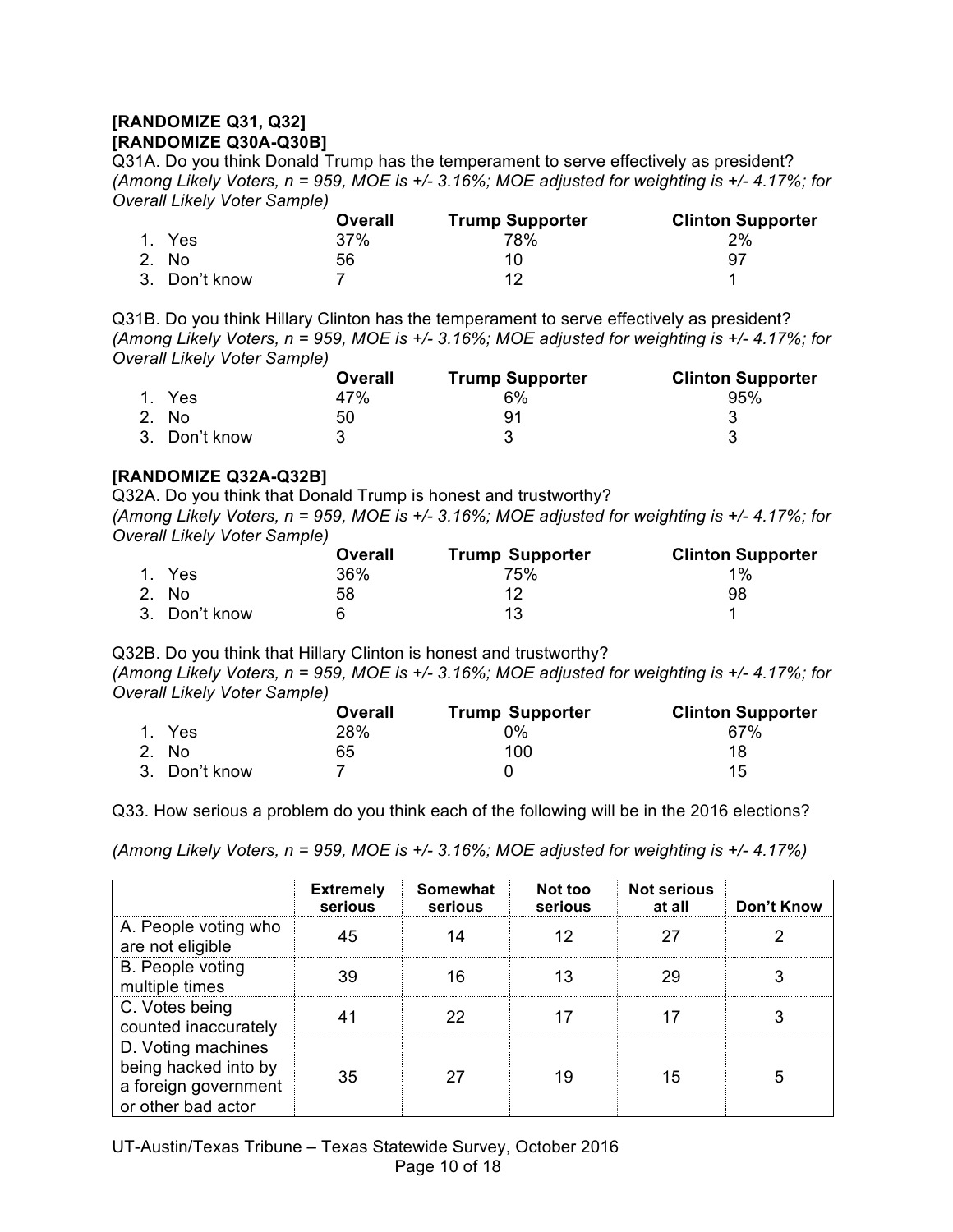**[RANDOMIZE Q31, Q32]**
**[RANDOMIZE Q30A-Q30B]**

Q31A. Do you think Donald Trump has the temperament to serve effectively as president?
*(Among Likely Voters, n = 959, MOE is +/- 3.16%; MOE adjusted for weighting is +/- 4.17%; for Overall Likely Voter Sample)*

| | Overall | Trump Supporter | Clinton Supporter |
|---|---|---|---|
| 1. Yes | 37% | 78% | 2% |
| 2. No | 56 | 10 | 97 |
| 3. Don't know | 7 | 12 | 1 |

Q31B. Do you think Hillary Clinton has the temperament to serve effectively as president?
*(Among Likely Voters, n = 959, MOE is +/- 3.16%; MOE adjusted for weighting is +/- 4.17%; for Overall Likely Voter Sample)*

| | Overall | Trump Supporter | Clinton Supporter |
|---|---|---|---|
| 1. Yes | 47% | 6% | 95% |
| 2. No | 50 | 91 | 3 |
| 3. Don't know | 3 | 3 | 3 |

**[RANDOMIZE Q32A-Q32B]**

Q32A. Do you think that Donald Trump is honest and trustworthy?
*(Among Likely Voters, n = 959, MOE is +/- 3.16%; MOE adjusted for weighting is +/- 4.17%; for Overall Likely Voter Sample)*

| | Overall | Trump Supporter | Clinton Supporter |
|---|---|---|---|
| 1. Yes | 36% | 75% | 1% |
| 2. No | 58 | 12 | 98 |
| 3. Don't know | 6 | 13 | 1 |

Q32B. Do you think that Hillary Clinton is honest and trustworthy?
*(Among Likely Voters, n = 959, MOE is +/- 3.16%; MOE adjusted for weighting is +/- 4.17%; for Overall Likely Voter Sample)*

| | Overall | Trump Supporter | Clinton Supporter |
|---|---|---|---|
| 1. Yes | 28% | 0% | 67% |
| 2. No | 65 | 100 | 18 |
| 3. Don't know | 7 | 0 | 15 |

Q33. How serious a problem do you think each of the following will be in the 2016 elections?

*(Among Likely Voters, n = 959, MOE is +/- 3.16%; MOE adjusted for weighting is +/- 4.17%)*

| | Extremely serious | Somewhat serious | Not too serious | Not serious at all | Don't Know |
|---|---|---|---|---|---|
| A. People voting who are not eligible | 45 | 14 | 12 | 27 | 2 |
| B. People voting multiple times | 39 | 16 | 13 | 29 | 3 |
| C. Votes being counted inaccurately | 41 | 22 | 17 | 17 | 3 |
| D. Voting machines being hacked into by a foreign government or other bad actor | 35 | 27 | 19 | 15 | 5 |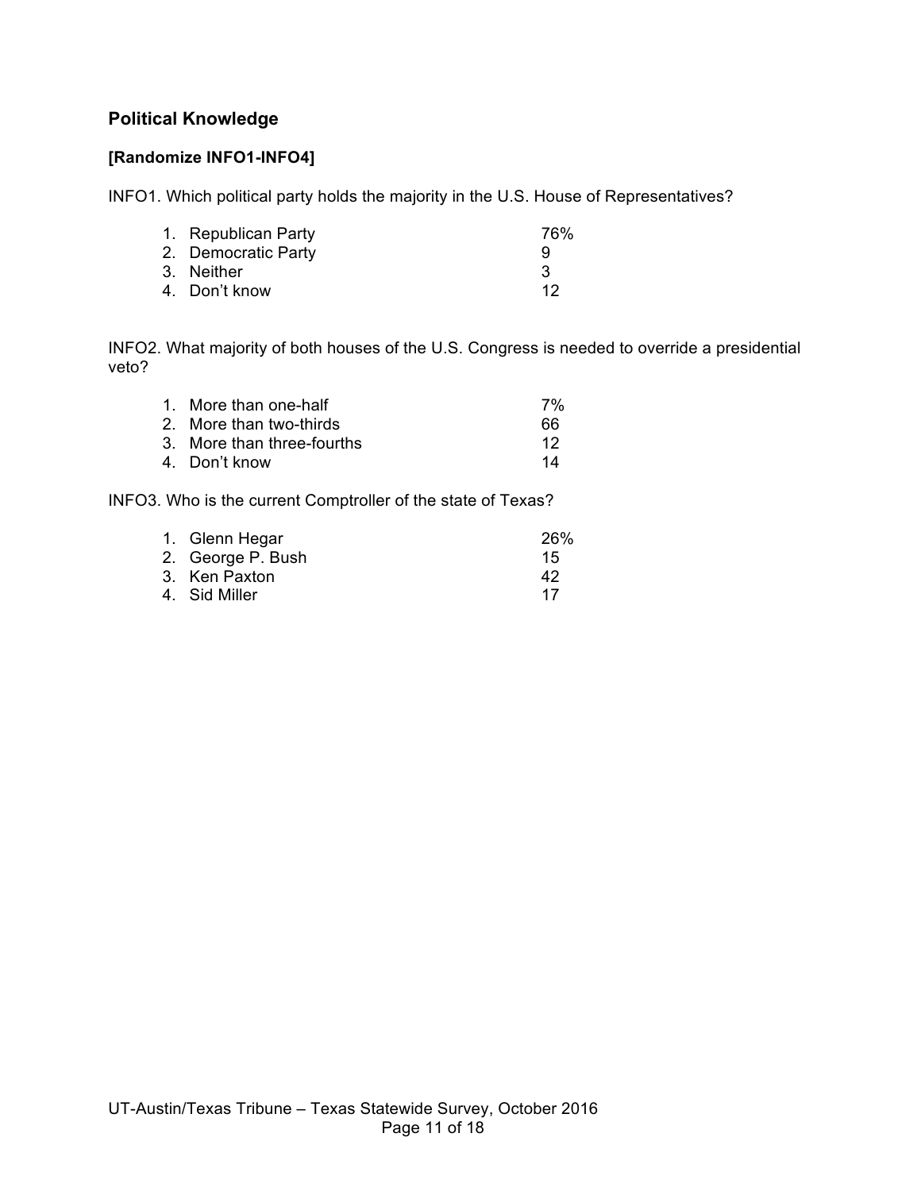## Political Knowledge

**[Randomize INFO1-INFO4]**

INFO1. Which political party holds the majority in the U.S. House of Representatives?

| | |
|---|---|
| 1. Republican Party | 76% |
| 2. Democratic Party | 9 |
| 3. Neither | 3 |
| 4. Don't know | 12 |

INFO2. What majority of both houses of the U.S. Congress is needed to override a presidential veto?

| | |
|---|---|
| 1. More than one-half | 7% |
| 2. More than two-thirds | 66 |
| 3. More than three-fourths | 12 |
| 4. Don't know | 14 |

INFO3. Who is the current Comptroller of the state of Texas?

| | |
|---|---|
| 1. Glenn Hegar | 26% |
| 2. George P. Bush | 15 |
| 3. Ken Paxton | 42 |
| 4. Sid Miller | 17 |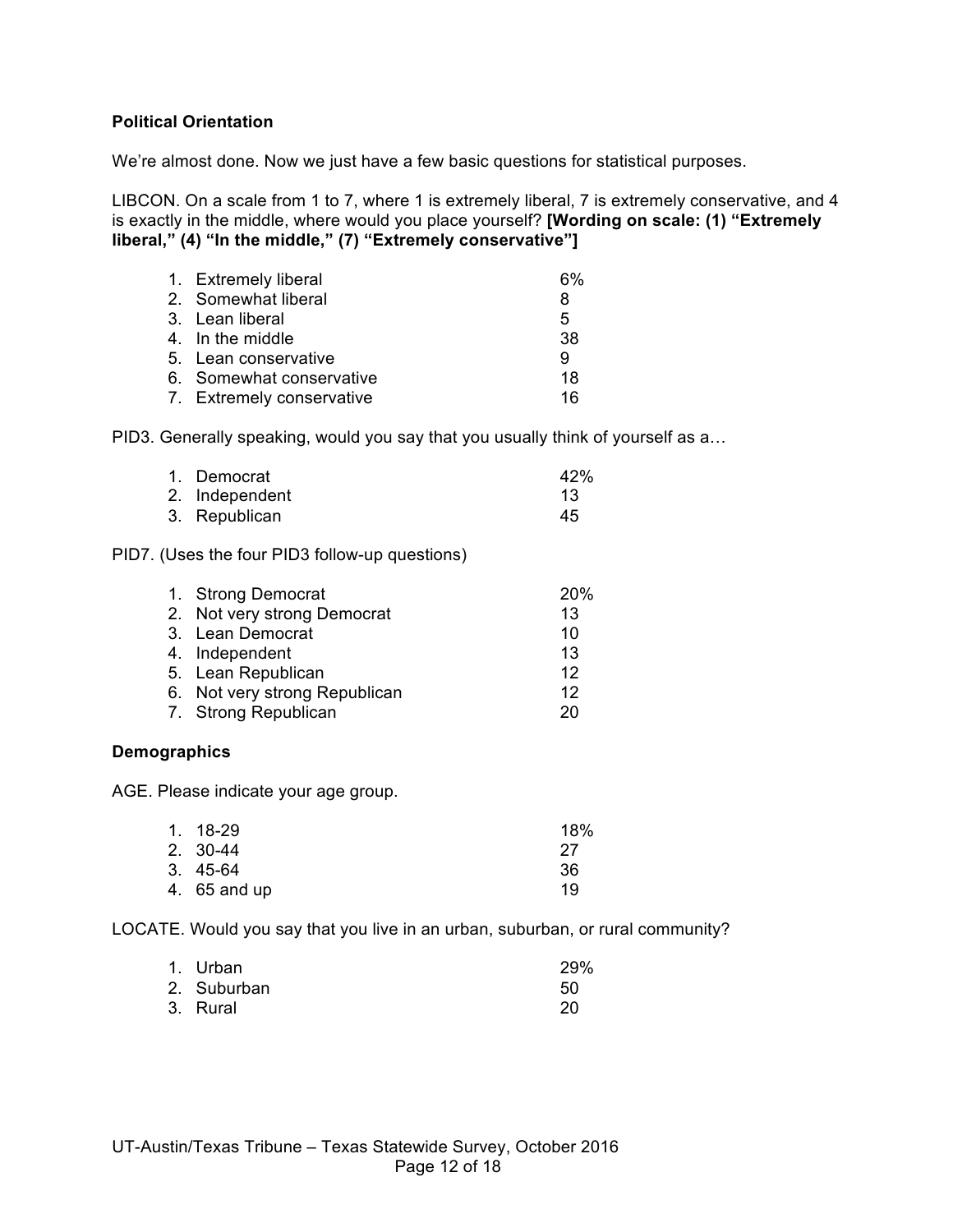**Political Orientation**

We're almost done. Now we just have a few basic questions for statistical purposes.

LIBCON. On a scale from 1 to 7, where 1 is extremely liberal, 7 is extremely conservative, and 4 is exactly in the middle, where would you place yourself? **[Wording on scale: (1) "Extremely liberal," (4) "In the middle," (7) "Extremely conservative"]**

| | |
|---|---|
| 1. Extremely liberal | 6% |
| 2. Somewhat liberal | 8 |
| 3. Lean liberal | 5 |
| 4. In the middle | 38 |
| 5. Lean conservative | 9 |
| 6. Somewhat conservative | 18 |
| 7. Extremely conservative | 16 |

PID3. Generally speaking, would you say that you usually think of yourself as a…

| | |
|---|---|
| 1. Democrat | 42% |
| 2. Independent | 13 |
| 3. Republican | 45 |

PID7. (Uses the four PID3 follow-up questions)

| | |
|---|---|
| 1. Strong Democrat | 20% |
| 2. Not very strong Democrat | 13 |
| 3. Lean Democrat | 10 |
| 4. Independent | 13 |
| 5. Lean Republican | 12 |
| 6. Not very strong Republican | 12 |
| 7. Strong Republican | 20 |

**Demographics**

AGE. Please indicate your age group.

| | |
|---|---|
| 1. 18-29 | 18% |
| 2. 30-44 | 27 |
| 3. 45-64 | 36 |
| 4. 65 and up | 19 |

LOCATE. Would you say that you live in an urban, suburban, or rural community?

| | |
|---|---|
| 1. Urban | 29% |
| 2. Suburban | 50 |
| 3. Rural | 20 |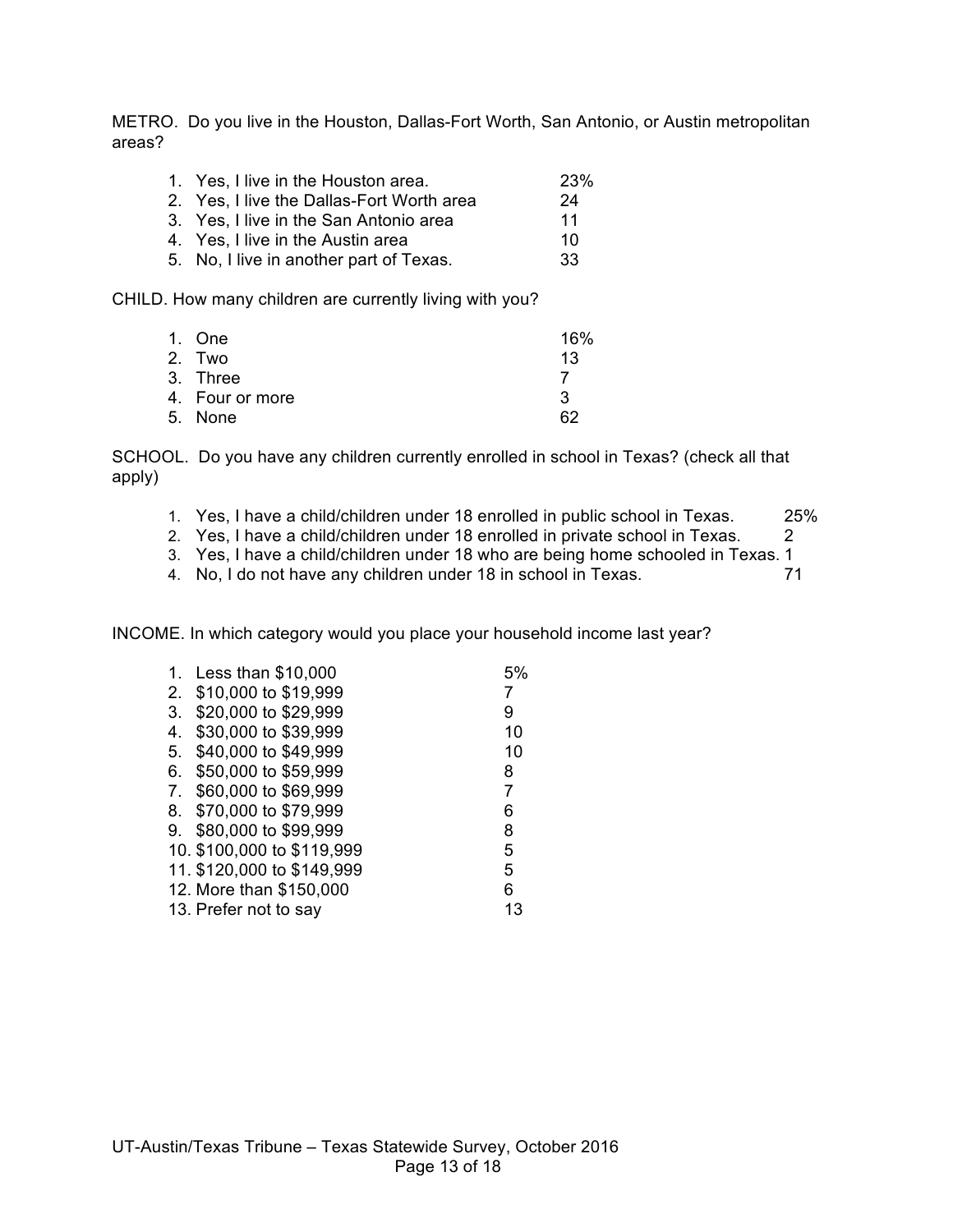METRO. Do you live in the Houston, Dallas-Fort Worth, San Antonio, or Austin metropolitan areas?

| | |
|---|---|
| 1. Yes, I live in the Houston area. | 23% |
| 2. Yes, I live the Dallas-Fort Worth area | 24 |
| 3. Yes, I live in the San Antonio area | 11 |
| 4. Yes, I live in the Austin area | 10 |
| 5. No, I live in another part of Texas. | 33 |

CHILD. How many children are currently living with you?

| | |
|---|---|
| 1. One | 16% |
| 2. Two | 13 |
| 3. Three | 7 |
| 4. Four or more | 3 |
| 5. None | 62 |

SCHOOL. Do you have any children currently enrolled in school in Texas? (check all that apply)

| | |
|---|---|
| 1. Yes, I have a child/children under 18 enrolled in public school in Texas. | 25% |
| 2. Yes, I have a child/children under 18 enrolled in private school in Texas. | 2 |
| 3. Yes, I have a child/children under 18 who are being home schooled in Texas. | 1 |
| 4. No, I do not have any children under 18 in school in Texas. | 71 |

INCOME. In which category would you place your household income last year?

| | |
|---|---|
| 1. Less than $10,000 | 5% |
| 2. $10,000 to $19,999 | 7 |
| 3. $20,000 to $29,999 | 9 |
| 4. $30,000 to $39,999 | 10 |
| 5. $40,000 to $49,999 | 10 |
| 6. $50,000 to $59,999 | 8 |
| 7. $60,000 to $69,999 | 7 |
| 8. $70,000 to $79,999 | 6 |
| 9. $80,000 to $99,999 | 8 |
| 10. $100,000 to $119,999 | 5 |
| 11. $120,000 to $149,999 | 5 |
| 12. More than $150,000 | 6 |
| 13. Prefer not to say | 13 |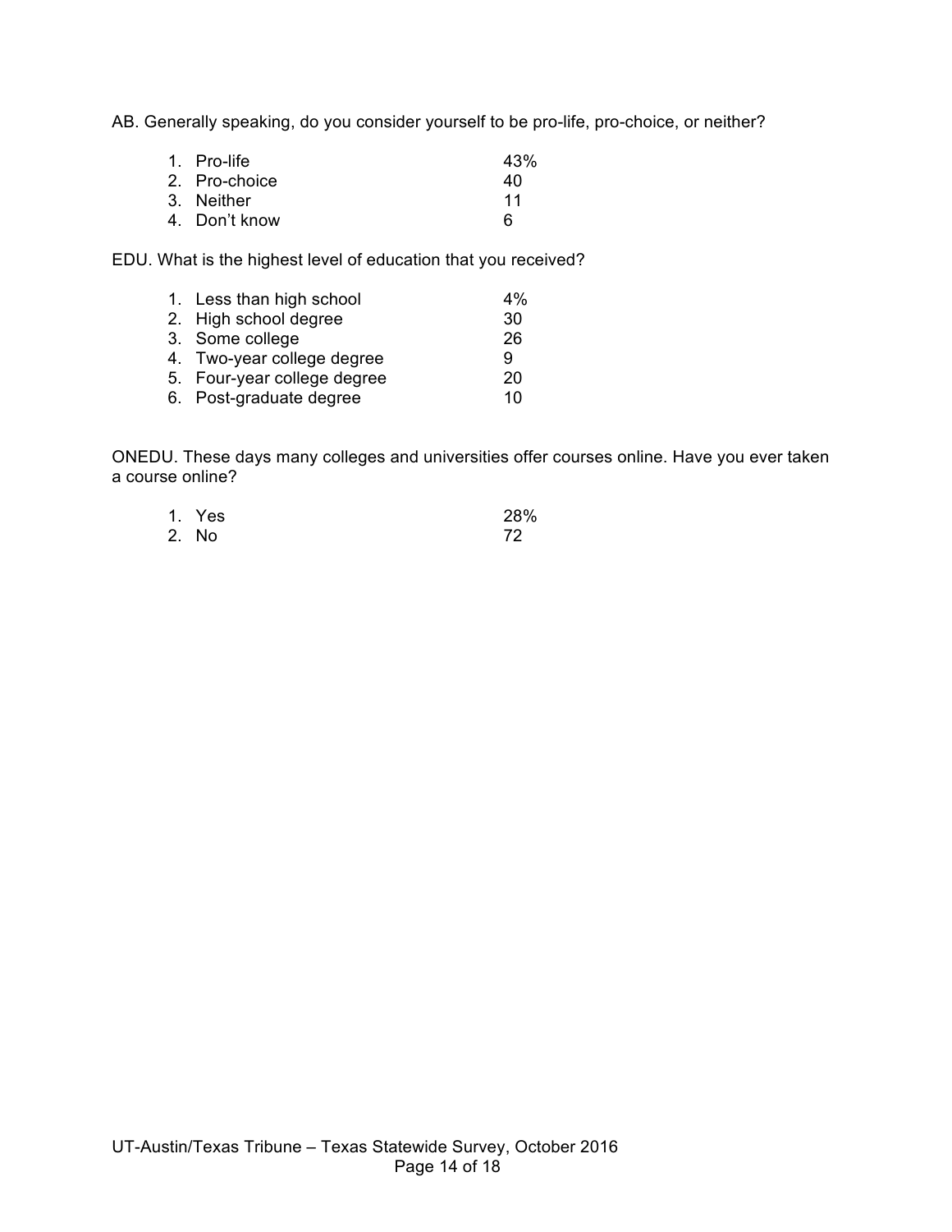AB. Generally speaking, do you consider yourself to be pro-life, pro-choice, or neither?

| | |
|---|---|
| 1. Pro-life | 43% |
| 2. Pro-choice | 40 |
| 3. Neither | 11 |
| 4. Don't know | 6 |

EDU. What is the highest level of education that you received?

| | |
|---|---|
| 1. Less than high school | 4% |
| 2. High school degree | 30 |
| 3. Some college | 26 |
| 4. Two-year college degree | 9 |
| 5. Four-year college degree | 20 |
| 6. Post-graduate degree | 10 |

ONEDU. These days many colleges and universities offer courses online. Have you ever taken a course online?

| | |
|---|---|
| 1. Yes | 28% |
| 2. No | 72 |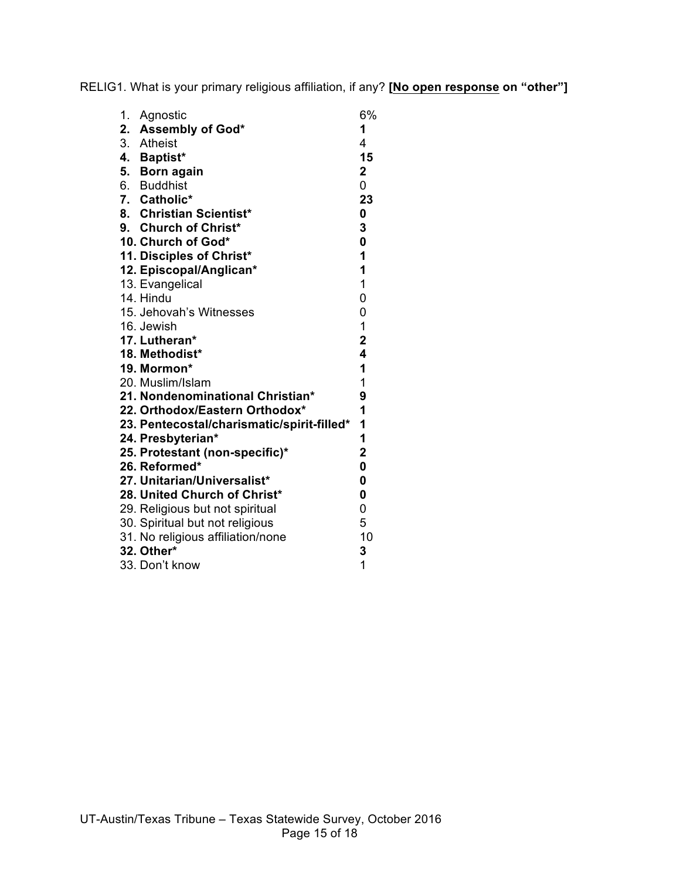RELIG1. What is your primary religious affiliation, if any? **[<u>No open response</u> on "other"]**

| | |
|---|---|
| 1. Agnostic | 6% |
| **2. Assembly of God*** | **1** |
| 3. Atheist | 4 |
| **4. Baptist*** | **15** |
| **5. Born again** | **2** |
| 6. Buddhist | 0 |
| **7. Catholic*** | **23** |
| **8. Christian Scientist*** | **0** |
| **9. Church of Christ*** | **3** |
| **10. Church of God*** | **0** |
| **11. Disciples of Christ*** | **1** |
| **12. Episcopal/Anglican*** | **1** |
| 13. Evangelical | 1 |
| 14. Hindu | 0 |
| 15. Jehovah's Witnesses | 0 |
| 16. Jewish | 1 |
| **17. Lutheran*** | **2** |
| **18. Methodist*** | **4** |
| **19. Mormon*** | **1** |
| 20. Muslim/Islam | 1 |
| **21. Nondenominational Christian*** | **9** |
| **22. Orthodox/Eastern Orthodox*** | **1** |
| **23. Pentecostal/charismatic/spirit-filled*** | **1** |
| **24. Presbyterian*** | **1** |
| **25. Protestant (non-specific)*** | **2** |
| **26. Reformed*** | **0** |
| **27. Unitarian/Universalist*** | **0** |
| **28. United Church of Christ*** | **0** |
| 29. Religious but not spiritual | 0 |
| 30. Spiritual but not religious | 5 |
| 31. No religious affiliation/none | 10 |
| **32. Other*** | **3** |
| 33. Don't know | 1 |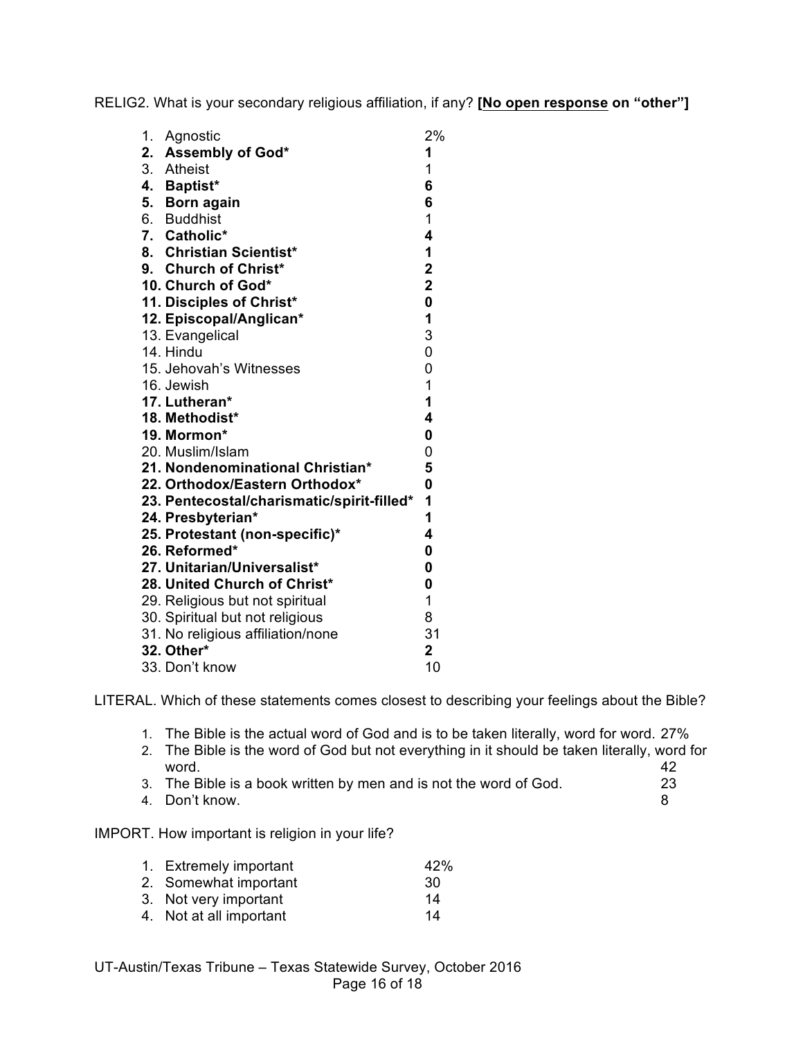RELIG2. What is your secondary religious affiliation, if any? **[No open response on "other"]**

| | |
|---|---|
| 1. Agnostic | 2% |
| **2. Assembly of God*** | **1** |
| 3. Atheist | 1 |
| **4. Baptist*** | **6** |
| **5. Born again** | **6** |
| 6. Buddhist | 1 |
| **7. Catholic*** | **4** |
| **8. Christian Scientist*** | **1** |
| **9. Church of Christ*** | **2** |
| **10. Church of God*** | **2** |
| **11. Disciples of Christ*** | **0** |
| **12. Episcopal/Anglican*** | **1** |
| 13. Evangelical | 3 |
| 14. Hindu | 0 |
| 15. Jehovah's Witnesses | 0 |
| 16. Jewish | 1 |
| **17. Lutheran*** | **1** |
| **18. Methodist*** | **4** |
| **19. Mormon*** | **0** |
| 20. Muslim/Islam | 0 |
| **21. Nondenominational Christian*** | **5** |
| **22. Orthodox/Eastern Orthodox*** | **0** |
| **23. Pentecostal/charismatic/spirit-filled*** | **1** |
| **24. Presbyterian*** | **1** |
| **25. Protestant (non-specific)*** | **4** |
| **26. Reformed*** | **0** |
| **27. Unitarian/Universalist*** | **0** |
| **28. United Church of Christ*** | **0** |
| 29. Religious but not spiritual | 1 |
| 30. Spiritual but not religious | 8 |
| 31. No religious affiliation/none | 31 |
| **32. Other*** | **2** |
| 33. Don't know | 10 |

LITERAL. Which of these statements comes closest to describing your feelings about the Bible?

| | |
|---|---|
| 1. The Bible is the actual word of God and is to be taken literally, word for word. | 27% |
| 2. The Bible is the word of God but not everything in it should be taken literally, word for word. | 42 |
| 3. The Bible is a book written by men and is not the word of God. | 23 |
| 4. Don't know. | 8 |

IMPORT. How important is religion in your life?

| | |
|---|---|
| 1. Extremely important | 42% |
| 2. Somewhat important | 30 |
| 3. Not very important | 14 |
| 4. Not at all important | 14 |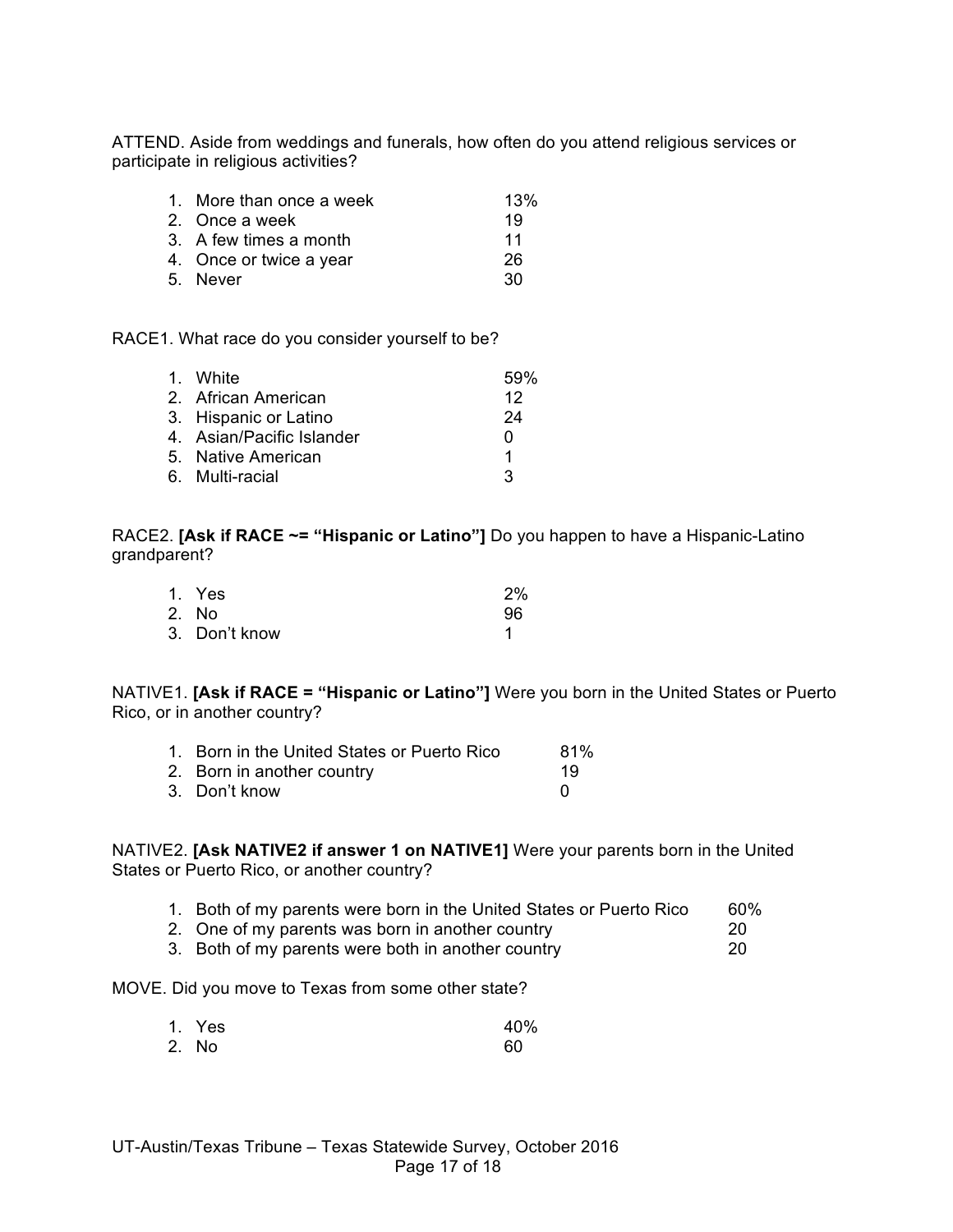ATTEND. Aside from weddings and funerals, how often do you attend religious services or participate in religious activities?

| | |
|---|---|
| 1. More than once a week | 13% |
| 2. Once a week | 19 |
| 3. A few times a month | 11 |
| 4. Once or twice a year | 26 |
| 5. Never | 30 |

RACE1. What race do you consider yourself to be?

| | |
|---|---|
| 1. White | 59% |
| 2. African American | 12 |
| 3. Hispanic or Latino | 24 |
| 4. Asian/Pacific Islander | 0 |
| 5. Native American | 1 |
| 6. Multi-racial | 3 |

RACE2. **[Ask if RACE ~= "Hispanic or Latino"]** Do you happen to have a Hispanic-Latino grandparent?

| | |
|---|---|
| 1. Yes | 2% |
| 2. No | 96 |
| 3. Don't know | 1 |

NATIVE1. **[Ask if RACE = "Hispanic or Latino"]** Were you born in the United States or Puerto Rico, or in another country?

| | |
|---|---|
| 1. Born in the United States or Puerto Rico | 81% |
| 2. Born in another country | 19 |
| 3. Don't know | 0 |

NATIVE2. **[Ask NATIVE2 if answer 1 on NATIVE1]** Were your parents born in the United States or Puerto Rico, or another country?

| | |
|---|---|
| 1. Both of my parents were born in the United States or Puerto Rico | 60% |
| 2. One of my parents was born in another country | 20 |
| 3. Both of my parents were both in another country | 20 |

MOVE. Did you move to Texas from some other state?

| | |
|---|---|
| 1. Yes | 40% |
| 2. No | 60 |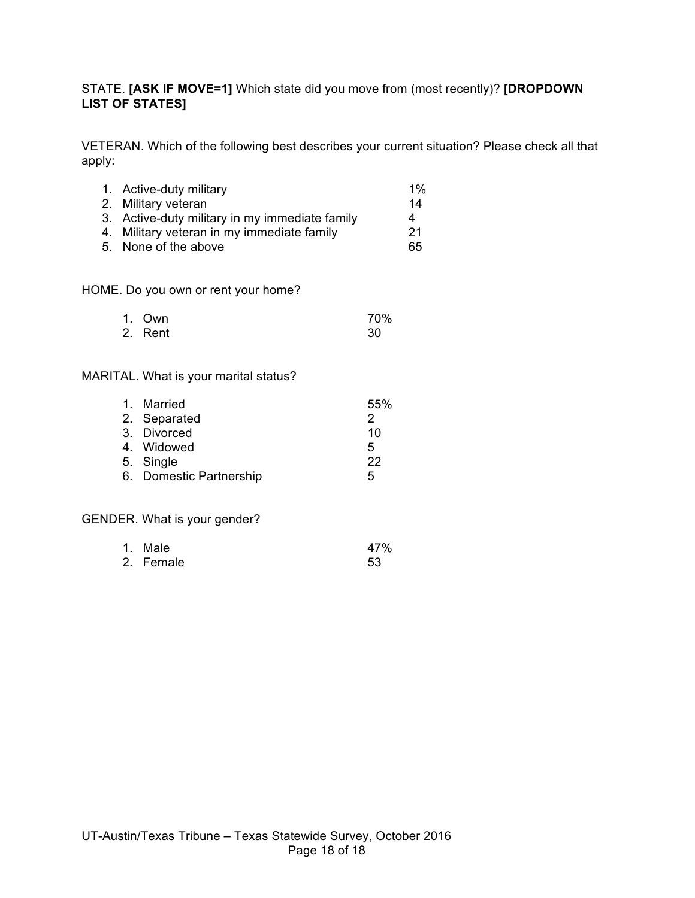STATE. **[ASK IF MOVE=1]** Which state did you move from (most recently)? **[DROPDOWN LIST OF STATES]**

VETERAN. Which of the following best describes your current situation? Please check all that apply:

| | |
|---|---|
| 1. Active-duty military | 1% |
| 2. Military veteran | 14 |
| 3. Active-duty military in my immediate family | 4 |
| 4. Military veteran in my immediate family | 21 |
| 5. None of the above | 65 |

HOME. Do you own or rent your home?

| | |
|---|---|
| 1. Own | 70% |
| 2. Rent | 30 |

MARITAL. What is your marital status?

| | |
|---|---|
| 1. Married | 55% |
| 2. Separated | 2 |
| 3. Divorced | 10 |
| 4. Widowed | 5 |
| 5. Single | 22 |
| 6. Domestic Partnership | 5 |

GENDER. What is your gender?

| | |
|---|---|
| 1. Male | 47% |
| 2. Female | 53 |